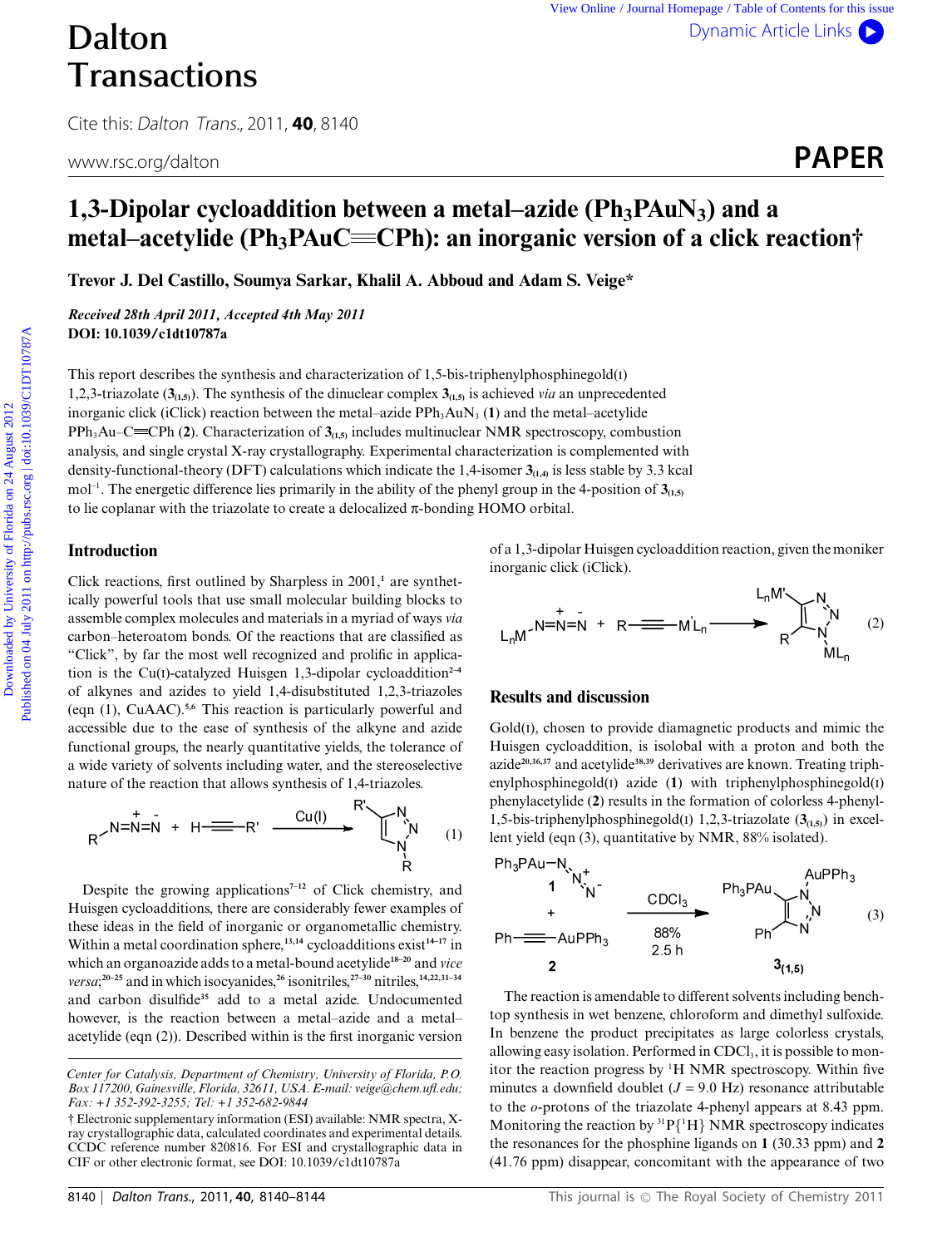# 1,3-Dipolar cycloaddition between a metal–azide ($Ph_3PAuN_3$) and a metal–acetylide ($Ph_3PAuC{\equiv}CPh$): an inorganic version of a click reaction†

**Trevor J. Del Castillo, Soumya Sarkar, Khalil A. Abboud and Adam S. Veige***

***Received 28th April 2011, Accepted 4th May 2011***
**DOI: 10.1039/c1dt10787a**

This report describes the synthesis and characterization of 1,5-bis-triphenylphosphinegold(I) 1,2,3-triazolate ($\mathbf{3}_{(1,5)}$). The synthesis of the dinuclear complex $\mathbf{3}_{(1,5)}$ is achieved *via* an unprecedented inorganic click (iClick) reaction between the metal–azide $PPh_3AuN_3$ (**1**) and the metal–acetylide $PPh_3Au{-}C{\equiv}CPh$ (**2**). Characterization of $\mathbf{3}_{(1,5)}$ includes multinuclear NMR spectroscopy, combustion analysis, and single crystal X-ray crystallography. Experimental characterization is complemented with density-functional-theory (DFT) calculations which indicate the 1,4-isomer $\mathbf{3}_{(1,4)}$ is less stable by 3.3 kcal mol$^{-1}$. The energetic difference lies primarily in the ability of the phenyl group in the 4-position of $\mathbf{3}_{(1,5)}$ to lie coplanar with the triazolate to create a delocalized π-bonding HOMO orbital.

## Introduction

Click reactions, first outlined by Sharpless in 2001,[1] are synthetically powerful tools that use small molecular building blocks to assemble complex molecules and materials in a myriad of ways *via* carbon–heteroatom bonds. Of the reactions that are classified as "Click", by far the most well recognized and prolific in application is the Cu(I)-catalyzed Huisgen 1,3-dipolar cycloaddition[2–4] of alkynes and azides to yield 1,4-disubstituted 1,2,3-triazoles (eqn (1), CuAAC).[5,6] This reaction is particularly powerful and accessible due to the ease of synthesis of the alkyne and azide functional groups, the nearly quantitative yields, the tolerance of a wide variety of solvents including water, and the stereoselective nature of the reaction that allows synthesis of 1,4-triazoles.

$$R{-}N{=}\overset{+}{N}{=}\overset{-}{N} + H{-}{\equiv}{-}R' \xrightarrow{Cu(I)} \text{1-R-4-R'-1,2,3-triazole} \quad (1)$$

Despite the growing applications[7–12] of Click chemistry, and Huisgen cycloadditions, there are considerably fewer examples of these ideas in the field of inorganic or organometallic chemistry. Within a metal coordination sphere,[13,14] cycloadditions exist[14–17] in which an organoazide adds to a metal-bound acetylide[18–20] and *vice versa*;[20–25] and in which isocyanides,[26] isonitriles,[27–30] nitriles,[14,22,31–34] and carbon disulfide[35] add to a metal azide. Undocumented however, is the reaction between a metal–azide and a metal–acetylide (eqn (2)). Described within is the first inorganic version of a 1,3-dipolar Huisgen cycloaddition reaction, given the moniker inorganic click (iClick).

$$L_nM{-}N{=}\overset{+}{N}{=}\overset{-}{N} + R{-}{\equiv}{-}M'L_n \longrightarrow \text{triazolate (}L_nM'\text{, R, }ML_n\text{)} \quad (2)$$

## Results and discussion

Gold(I), chosen to provide diamagnetic products and mimic the Huisgen cycloaddition, is isolobal with a proton and both the azide[20,36,37] and acetylide[38,39] derivatives are known. Treating triphenylphosphinegold(I) azide (**1**) with triphenylphosphinegold(I) phenylacetylide (**2**) results in the formation of colorless 4-phenyl-1,5-bis-triphenylphosphinegold(I) 1,2,3-triazolate ($\mathbf{3}_{(1,5)}$) in excellent yield (eqn (3), quantitative by NMR, 88% isolated).

$$Ph_3PAu{-}N_3\ (\mathbf{1}) + Ph{-}{\equiv}{-}AuPPh_3\ (\mathbf{2}) \xrightarrow[88\%,\ 2.5\ h]{CDCl_3} \mathbf{3}_{(1,5)} \quad (3)$$

The reaction is amendable to different solvents including bench-top synthesis in wet benzene, chloroform and dimethyl sulfoxide. In benzene the product precipitates as large colorless crystals, allowing easy isolation. Performed in $CDCl_3$, it is possible to monitor the reaction progress by $^1$H NMR spectroscopy. Within five minutes a downfield doublet ($J$ = 9.0 Hz) resonance attributable to the *o*-protons of the triazolate 4-phenyl appears at 8.43 ppm. Monitoring the reaction by $^{31}P\{^1H\}$ NMR spectroscopy indicates the resonances for the phosphine ligands on **1** (30.33 ppm) and **2** (41.76 ppm) disappear, concomitant with the appearance of two

---

Center for Catalysis, Department of Chemistry, University of Florida, P.O. Box 117200, Gainesville, Florida, 32611, USA. E-mail: veige@chem.ufl.edu; Fax: +1 352-392-3255; Tel: +1 352-682-9844

† Electronic supplementary information (ESI) available: NMR spectra, X-ray crystallographic data, calculated coordinates and experimental details. CCDC reference number 820816. For ESI and crystallographic data in CIF or other electronic format, see DOI: 10.1039/c1dt10787a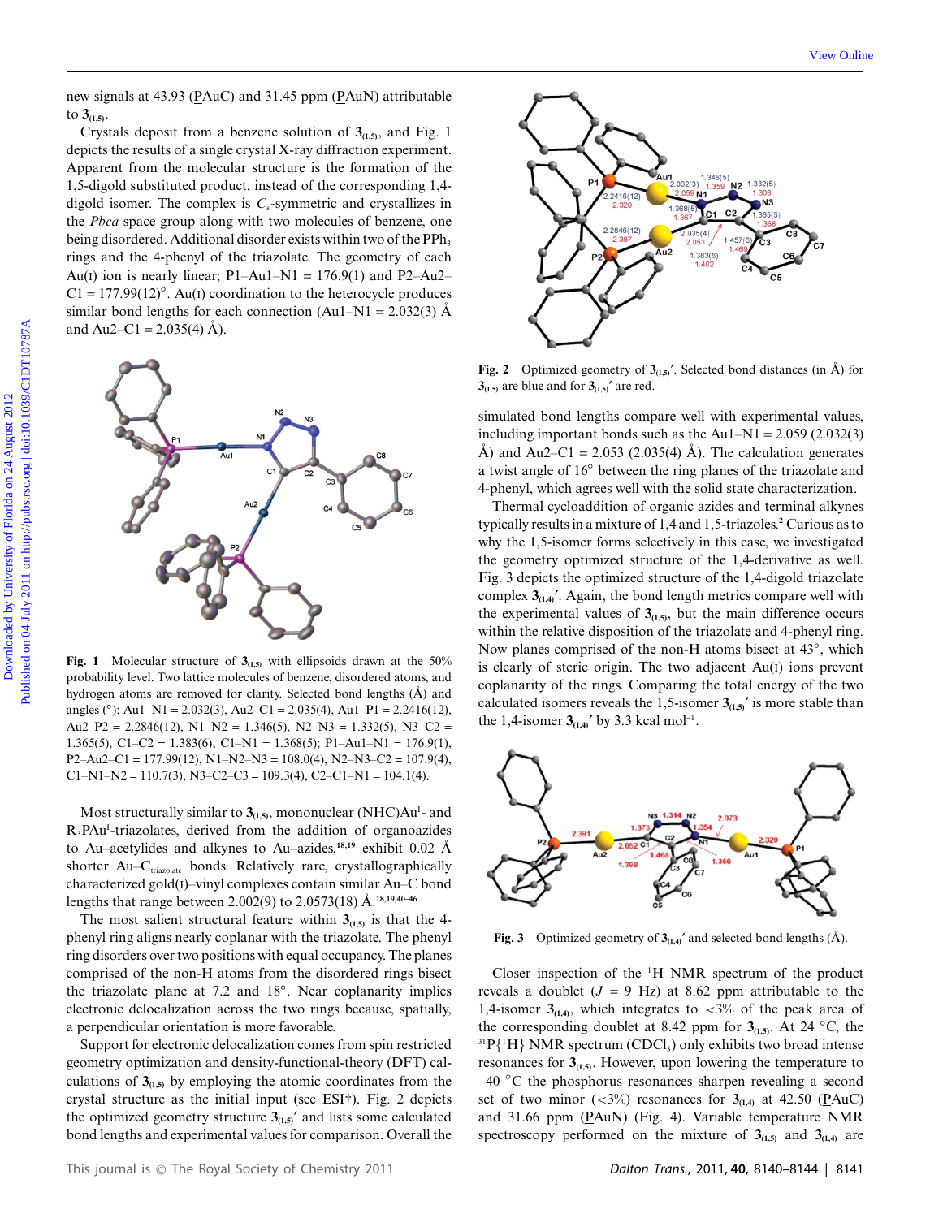new signals at 43.93 (PAuC) and 31.45 ppm (PAuN) attributable to $\mathbf{3}_{(1,5)}$.

Crystals deposit from a benzene solution of $\mathbf{3}_{(1,5)}$, and Fig. 1 depicts the results of a single crystal X-ray diffraction experiment. Apparent from the molecular structure is the formation of the 1,5-digold substituted product, instead of the corresponding 1,4-digold isomer. The complex is $C_s$-symmetric and crystallizes in the *Pbca* space group along with two molecules of benzene, one being disordered. Additional disorder exists within two of the $PPh_3$ rings and the 4-phenyl of the triazolate. The geometry of each Au(I) ion is nearly linear; P1–Au1–N1 = 176.9(1) and P2–Au2–C1 = 177.99(12)°. Au(I) coordination to the heterocycle produces similar bond lengths for each connection (Au1–N1 = 2.032(3) Å and Au2–C1 = 2.035(4) Å).

**Fig. 1** Molecular structure of $\mathbf{3}_{(1,5)}$ with ellipsoids drawn at the 50% probability level. Two lattice molecules of benzene, disordered atoms, and hydrogen atoms are removed for clarity. Selected bond lengths (Å) and angles (°): Au1–N1 = 2.032(3), Au2–C1 = 2.035(4), Au1–P1 = 2.2416(12), Au2–P2 = 2.2846(12), N1–N2 = 1.346(5), N2–N3 = 1.332(5), N3–C2 = 1.365(5), C1–C2 = 1.383(6), C1–N1 = 1.368(5); P1–Au1–N1 = 176.9(1), P2–Au2–C1 = 177.99(12), N1–N2–N3 = 108.0(4), N2–N3–C2 = 107.9(4), C1–N1–N2 = 110.7(3), N3–C2–C3 = 109.3(4), C2–C1–N1 = 104.1(4).

Most structurally similar to $\mathbf{3}_{(1,5)}$, mononuclear (NHC)Au$^{I}$- and $R_3PAu^{I}$-triazolates, derived from the addition of organoazides to Au–acetylides and alkynes to Au–azides,[18,19] exhibit 0.02 Å shorter Au–C$_{triazolate}$ bonds. Relatively rare, crystallographically characterized gold(I)–vinyl complexes contain similar Au–C bond lengths that range between 2.002(9) to 2.0573(18) Å.[18,19,40–46]

The most salient structural feature within $\mathbf{3}_{(1,5)}$ is that the 4-phenyl ring aligns nearly coplanar with the triazolate. The phenyl ring disorders over two positions with equal occupancy. The planes comprised of the non-H atoms from the disordered rings bisect the triazolate plane at 7.2 and 18°. Near coplanarity implies electronic delocalization across the two rings because, spatially, a perpendicular orientation is more favorable.

Support for electronic delocalization comes from spin restricted geometry optimization and density-functional-theory (DFT) calculations of $\mathbf{3}_{(1,5)}$ by employing the atomic coordinates from the crystal structure as the initial input (see ESI†). Fig. 2 depicts the optimized geometry structure $\mathbf{3}_{(1,5)}'$ and lists some calculated bond lengths and experimental values for comparison. Overall the simulated bond lengths compare well with experimental values, including important bonds such as the Au1–N1 = 2.059 (2.032(3) Å) and Au2–C1 = 2.053 (2.035(4) Å). The calculation generates a twist angle of 16° between the ring planes of the triazolate and 4-phenyl, which agrees well with the solid state characterization.

**Fig. 2** Optimized geometry of $\mathbf{3}_{(1,5)}'$. Selected bond distances (in Å) for $\mathbf{3}_{(1,5)}$ are blue and for $\mathbf{3}_{(1,5)}'$ are red.

Thermal cycloaddition of organic azides and terminal alkynes typically results in a mixture of 1,4 and 1,5-triazoles.[2] Curious as to why the 1,5-isomer forms selectively in this case, we investigated the geometry optimized structure of the 1,4-derivative as well. Fig. 3 depicts the optimized structure of the 1,4-digold triazolate complex $\mathbf{3}_{(1,4)}'$. Again, the bond length metrics compare well with the experimental values of $\mathbf{3}_{(1,5)}$, but the main difference occurs within the relative disposition of the triazolate and 4-phenyl ring. Now planes comprised of the non-H atoms bisect at 43°, which is clearly of steric origin. The two adjacent Au(I) ions prevent coplanarity of the rings. Comparing the total energy of the two calculated isomers reveals the 1,5-isomer $\mathbf{3}_{(1,5)}'$ is more stable than the 1,4-isomer $\mathbf{3}_{(1,4)}'$ by 3.3 kcal mol$^{-1}$.

**Fig. 3** Optimized geometry of $\mathbf{3}_{(1,4)}'$ and selected bond lengths (Å).

Closer inspection of the $^{1}H$ NMR spectrum of the product reveals a doublet ($J$ = 9 Hz) at 8.62 ppm attributable to the 1,4-isomer $\mathbf{3}_{(1,4)}$, which integrates to <3% of the peak area of the corresponding doublet at 8.42 ppm for $\mathbf{3}_{(1,5)}$. At 24 °C, the $^{31}P\{^{1}H\}$ NMR spectrum ($CDCl_3$) only exhibits two broad intense resonances for $\mathbf{3}_{(1,5)}$. However, upon lowering the temperature to −40 °C the phosphorus resonances sharpen revealing a second set of two minor (<3%) resonances for $\mathbf{3}_{(1,4)}$ at 42.50 (PAuC) and 31.66 ppm (PAuN) (Fig. 4). Variable temperature NMR spectroscopy performed on the mixture of $\mathbf{3}_{(1,5)}$ and $\mathbf{3}_{(1,4)}$ are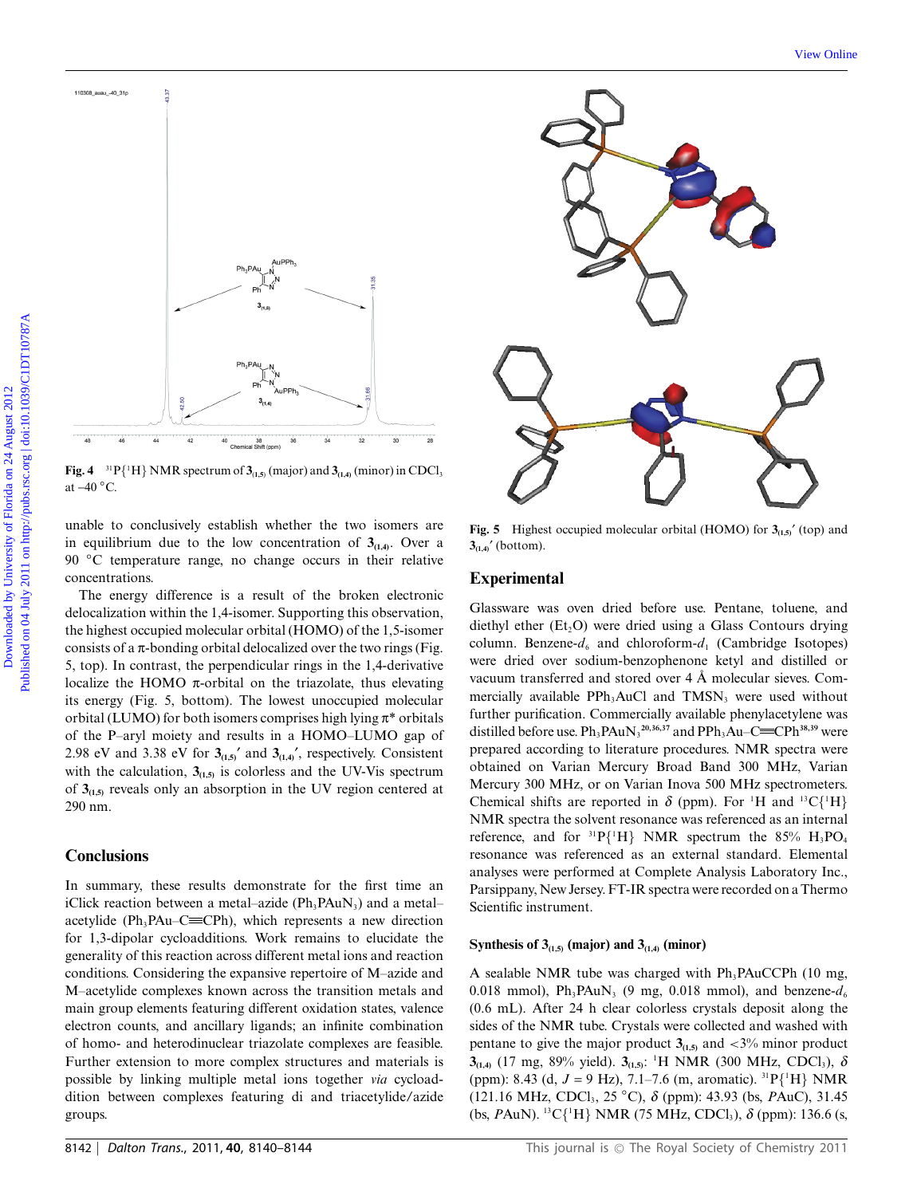Fig. 4 $^{31}P\{^1H\}$ NMR spectrum of $\mathbf{3}_{(1,5)}$ (major) and $\mathbf{3}_{(1,4)}$ (minor) in $CDCl_3$ at −40 °C.

Fig. 5 Highest occupied molecular orbital (HOMO) for $\mathbf{3}_{(1,5)}'$ (top) and $\mathbf{3}_{(1,4)}'$ (bottom).

unable to conclusively establish whether the two isomers are in equilibrium due to the low concentration of $\mathbf{3}_{(1,4)}$. Over a 90 °C temperature range, no change occurs in their relative concentrations.

The energy difference is a result of the broken electronic delocalization within the 1,4-isomer. Supporting this observation, the highest occupied molecular orbital (HOMO) of the 1,5-isomer consists of a π-bonding orbital delocalized over the two rings (Fig. 5, top). In contrast, the perpendicular rings in the 1,4-derivative localize the HOMO π-orbital on the triazolate, thus elevating its energy (Fig. 5, bottom). The lowest unoccupied molecular orbital (LUMO) for both isomers comprises high lying π* orbitals of the P–aryl moiety and results in a HOMO–LUMO gap of 2.98 eV and 3.38 eV for $\mathbf{3}_{(1,5)}'$ and $\mathbf{3}_{(1,4)}'$, respectively. Consistent with the calculation, $\mathbf{3}_{(1,5)}$ is colorless and the UV-Vis spectrum of $\mathbf{3}_{(1,5)}$ reveals only an absorption in the UV region centered at 290 nm.

## Conclusions

In summary, these results demonstrate for the first time an iClick reaction between a metal–azide ($Ph_3PAuN_3$) and a metal–acetylide ($Ph_3PAu$–C≡CPh), which represents a new direction for 1,3-dipolar cycloadditions. Work remains to elucidate the generality of this reaction across different metal ions and reaction conditions. Considering the expansive repertoire of M–azide and M–acetylide complexes known across the transition metals and main group elements featuring different oxidation states, valence electron counts, and ancillary ligands; an infinite combination of homo- and heterodinuclear triazolate complexes are feasible. Further extension to more complex structures and materials is possible by linking multiple metal ions together *via* cycloaddition between complexes featuring di and triacetylide/azide groups.

## Experimental

Glassware was oven dried before use. Pentane, toluene, and diethyl ether ($Et_2O$) were dried using a Glass Contours drying column. Benzene-$d_6$ and chloroform-$d_1$ (Cambridge Isotopes) were dried over sodium-benzophenone ketyl and distilled or vacuum transferred and stored over 4 Å molecular sieves. Commercially available $PPh_3AuCl$ and $TMSN_3$ were used without further purification. Commercially available phenylacetylene was distilled before use. $Ph_3PAuN_3$[20,36,37] and $PPh_3Au$–C≡CPh[38,39] were prepared according to literature procedures. NMR spectra were obtained on Varian Mercury Broad Band 300 MHz, Varian Mercury 300 MHz, or on Varian Inova 500 MHz spectrometers. Chemical shifts are reported in δ (ppm). For $^1H$ and $^{13}C\{^1H\}$ NMR spectra the solvent resonance was referenced as an internal reference, and for $^{31}P\{^1H\}$ NMR spectrum the 85% $H_3PO_4$ resonance was referenced as an external standard. Elemental analyses were performed at Complete Analysis Laboratory Inc., Parsippany, New Jersey. FT-IR spectra were recorded on a Thermo Scientific instrument.

### Synthesis of $\mathbf{3}_{(1,5)}$ (major) and $\mathbf{3}_{(1,4)}$ (minor)

A sealable NMR tube was charged with $Ph_3PAuCCPh$ (10 mg, 0.018 mmol), $Ph_3PAuN_3$ (9 mg, 0.018 mmol), and benzene-$d_6$ (0.6 mL). After 24 h clear colorless crystals deposit along the sides of the NMR tube. Crystals were collected and washed with pentane to give the major product $\mathbf{3}_{(1,5)}$ and <3% minor product $\mathbf{3}_{(1,4)}$ (17 mg, 89% yield). $\mathbf{3}_{(1,5)}$: $^1H$ NMR (300 MHz, $CDCl_3$), δ (ppm): 8.43 (d, $J$ = 9 Hz), 7.1–7.6 (m, aromatic). $^{31}P\{^1H\}$ NMR (121.16 MHz, $CDCl_3$, 25 °C), δ (ppm): 43.93 (bs, *P*AuC), 31.45 (bs, *P*AuN). $^{13}C\{^1H\}$ NMR (75 MHz, $CDCl_3$), δ (ppm): 136.6 (s,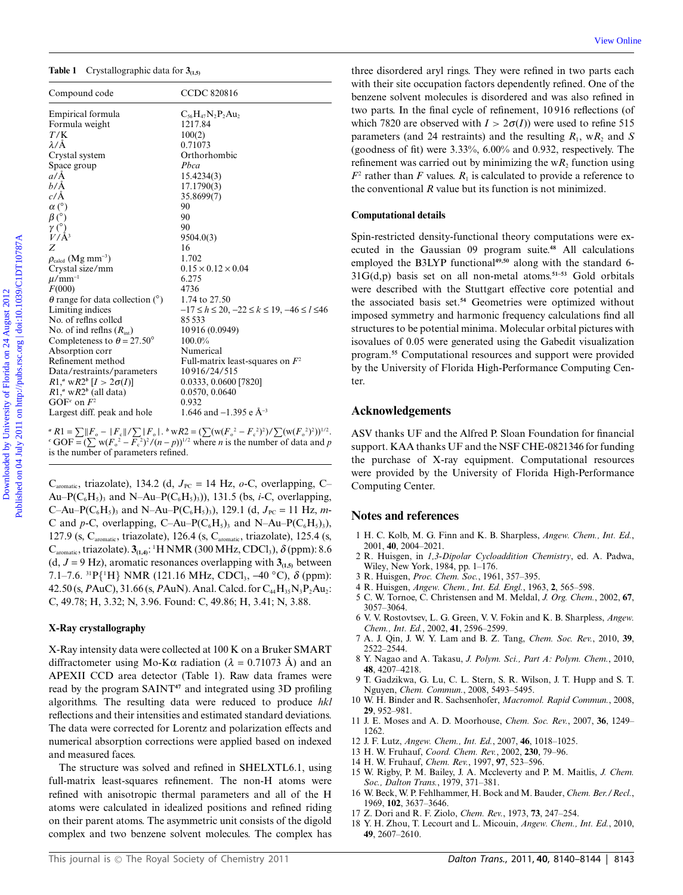Table 1 Crystallographic data for $\mathbf{3}_{(1,5)}$

| Compound code | CCDC 820816 |
| --- | --- |
| Empirical formula | $C_{56}H_{47}N_2P_2Au_2$ |
| Formula weight | 1217.84 |
| $T$/K | 100(2) |
| $\lambda$/Å | 0.71073 |
| Crystal system | Orthorhombic |
| Space group | *Pbca* |
| $a$/Å | 15.4234(3) |
| $b$/Å | 17.1790(3) |
| $c$/Å | 35.8699(7) |
| $\alpha$ (°) | 90 |
| $\beta$ (°) | 90 |
| $\gamma$ (°) | 90 |
| $V$/Å$^3$ | 9504.0(3) |
| $Z$ | 16 |
| $\rho_{calcd}$ (Mg mm$^{-3}$) | 1.702 |
| Crystal size/mm | 0.15 × 0.12 × 0.04 |
| $\mu$/mm$^{-1}$ | 6.275 |
| $F$(000) | 4736 |
| $\theta$ range for data collection (°) | 1.74 to 27.50 |
| Limiting indices | $-17 \le h \le 20$, $-22 \le k \le 19$, $-46 \le l \le 46$ |
| No. of reflns collcd | 85 533 |
| No. of ind reflns ($R_{int}$) | 10 916 (0.0949) |
| Completeness to $\theta$ = 27.50° | 100.0% |
| Absorption corr | Numerical |
| Refinement method | Full-matrix least-squares on $F^2$ |
| Data/restraints/parameters | 10 916/24/515 |
| $R1$,[a] w$R2$[b] [$I > 2\sigma(I)$] | 0.0333, 0.0600 [7820] |
| $R1$,[a] w$R2$[b] (all data) | 0.0570, 0.0640 |
| GOF[c] on $F^2$ | 0.932 |
| Largest diff. peak and hole | 1.646 and −1.395 e Å$^{-3}$ |

[a] $R1 = \sum\|F_o| - |F_c\|/\sum|F_o|$. [b] $wR2 = (\sum(w(F_o^2 - F_c^2)^2)/\sum(w(F_o^2)^2))^{1/2}$. [c] $GOF = (\sum w(F_o^2 - F_c^2)^2/(n-p))^{1/2}$ where $n$ is the number of data and $p$ is the number of parameters refined.

C$_{aromatic}$, triazolate), 134.2 (d, $J_{PC}$ = 14 Hz, *o*-C, overlapping, C–Au–P(C$_6$H$_5$)$_3$ and N–Au–P(C$_6$H$_5$)$_3$)), 131.5 (bs, *i*-C, overlapping, C–Au–P(C$_6$H$_5$)$_3$ and N–Au–P(C$_6$H$_5$)$_3$), 129.1 (d, $J_{PC}$ = 11 Hz, *m*-C and *p*-C, overlapping, C–Au–P(C$_6$H$_5$)$_3$ and N–Au–P(C$_6$H$_5$)$_3$), 127.9 (s, C$_{aromatic}$, triazolate), 126.4 (s, C$_{aromatic}$, triazolate), 125.4 (s, C$_{aromatic}$, triazolate). $\mathbf{3}_{(1,4)}$: $^1$H NMR (300 MHz, CDCl$_3$), $\delta$ (ppm): 8.6 (d, $J$ = 9 Hz), aromatic resonances overlapping with $\mathbf{3}_{(1,5)}$ between 7.1–7.6. $^{31}$P{$^1$H} NMR (121.16 MHz, CDCl$_3$, −40 °C), $\delta$ (ppm): 42.50 (s, *P*AuC), 31.66 (s, *P*AuN). Anal. Calcd. for $C_{44}H_{35}N_3P_2Au_2$: C, 49.78; H, 3.32; N, 3.96. Found: C, 49.86; H, 3.41; N, 3.88.

### X-Ray crystallography

X-Ray intensity data were collected at 100 K on a Bruker SMART diffractometer using Mo-K$\alpha$ radiation ($\lambda$ = 0.71073 Å) and an APEXII CCD area detector (Table 1). Raw data frames were read by the program SAINT[47] and integrated using 3D profiling algorithms. The resulting data were reduced to produce *hkl* reflections and their intensities and estimated standard deviations. The data were corrected for Lorentz and polarization effects and numerical absorption corrections were applied based on indexed and measured faces.

The structure was solved and refined in SHELXTL6.1, using full-matrix least-squares refinement. The non-H atoms were refined with anisotropic thermal parameters and all of the H atoms were calculated in idealized positions and refined riding on their parent atoms. The asymmetric unit consists of the digold complex and two benzene solvent molecules. The complex has three disordered aryl rings. They were refined in two parts each with their site occupation factors dependently refined. One of the benzene solvent molecules is disordered and was also refined in two parts. In the final cycle of refinement, 10 916 reflections (of which 7820 are observed with $I > 2\sigma(I)$) were used to refine 515 parameters (and 24 restraints) and the resulting $R_1$, w$R_2$ and $S$ (goodness of fit) were 3.33%, 6.00% and 0.932, respectively. The refinement was carried out by minimizing the w$R_2$ function using $F^2$ rather than $F$ values. $R_1$ is calculated to provide a reference to the conventional $R$ value but its function is not minimized.

### Computational details

Spin-restricted density-functional theory computations were executed in the Gaussian 09 program suite.[48] All calculations employed the B3LYP functional[49,50] along with the standard 6-31G(d,p) basis set on all non-metal atoms.[51–53] Gold orbitals were described with the Stuttgart effective core potential and the associated basis set.[54] Geometries were optimized without imposed symmetry and harmonic frequency calculations find all structures to be potential minima. Molecular orbital pictures with isovalues of 0.05 were generated using the Gabedit visualization program.[55] Computational resources and support were provided by the University of Florida High-Performance Computing Center.

## Acknowledgements

ASV thanks UF and the Alfred P. Sloan Foundation for financial support. KAA thanks UF and the NSF CHE-0821346 for funding the purchase of X-ray equipment. Computational resources were provided by the University of Florida High-Performance Computing Center.

## Notes and references

1 H. C. Kolb, M. G. Finn and K. B. Sharpless, *Angew. Chem., Int. Ed.*, 2001, **40**, 2004–2021.
2 R. Huisgen, in *1,3-Dipolar Cycloaddition Chemistry*, ed. A. Padwa, Wiley, New York, 1984, pp. 1–176.
3 R. Huisgen, *Proc. Chem. Soc.*, 1961, 357–395.
4 R. Huisgen, *Angew. Chem., Int. Ed. Engl.*, 1963, **2**, 565–598.
5 C. W. Tornoe, C. Christensen and M. Meldal, *J. Org. Chem.*, 2002, **67**, 3057–3064.
6 V. V. Rostovtsev, L. G. Green, V. V. Fokin and K. B. Sharpless, *Angew. Chem., Int. Ed.*, 2002, **41**, 2596–2599.
7 A. J. Qin, J. W. Y. Lam and B. Z. Tang, *Chem. Soc. Rev.*, 2010, **39**, 2522–2544.
8 Y. Nagao and A. Takasu, *J. Polym. Sci., Part A: Polym. Chem.*, 2010, **48**, 4207–4218.
9 T. Gadzikwa, G. Lu, C. L. Stern, S. R. Wilson, J. T. Hupp and S. T. Nguyen, *Chem. Commun.*, 2008, 5493–5495.
10 W. H. Binder and R. Sachsenhofer, *Macromol. Rapid Commun.*, 2008, **29**, 952–981.
11 J. E. Moses and A. D. Moorhouse, *Chem. Soc. Rev.*, 2007, **36**, 1249–1262.
12 J. F. Lutz, *Angew. Chem., Int. Ed.*, 2007, **46**, 1018–1025.
13 H. W. Fruhauf, *Coord. Chem. Rev.*, 2002, **230**, 79–96.
14 H. W. Fruhauf, *Chem. Rev.*, 1997, **97**, 523–596.
15 W. Rigby, P. M. Bailey, J. A. Mccleverty and P. M. Maitlis, *J. Chem. Soc., Dalton Trans.*, 1979, 371–381.
16 W. Beck, W. P. Fehlhammer, H. Bock and M. Bauder, *Chem. Ber./Recl.*, 1969, **102**, 3637–3646.
17 Z. Dori and R. F. Ziolo, *Chem. Rev.*, 1973, **73**, 247–254.
18 Y. H. Zhou, T. Lecourt and L. Micouin, *Angew. Chem., Int. Ed.*, 2010, **49**, 2607–2610.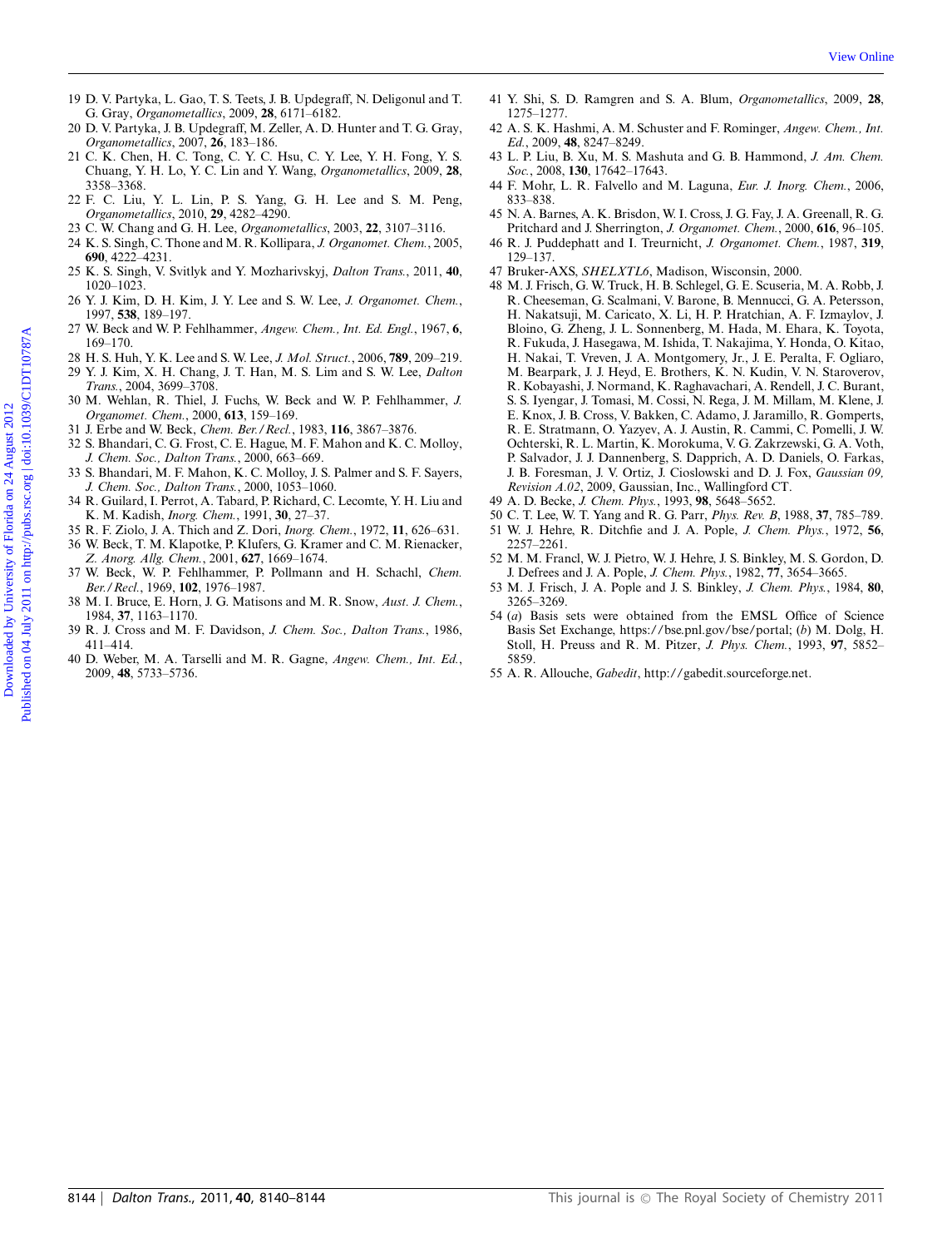19 D. V. Partyka, L. Gao, T. S. Teets, J. B. Updegraff, N. Deligonul and T. G. Gray, *Organometallics*, 2009, **28**, 6171–6182.

20 D. V. Partyka, J. B. Updegraff, M. Zeller, A. D. Hunter and T. G. Gray, *Organometallics*, 2007, **26**, 183–186.

21 C. K. Chen, H. C. Tong, C. Y. C. Hsu, C. Y. Lee, Y. H. Fong, Y. S. Chuang, Y. H. Lo, Y. C. Lin and Y. Wang, *Organometallics*, 2009, **28**, 3358–3368.

22 F. C. Liu, Y. L. Lin, P. S. Yang, G. H. Lee and S. M. Peng, *Organometallics*, 2010, **29**, 4282–4290.

23 C. W. Chang and G. H. Lee, *Organometallics*, 2003, **22**, 3107–3116.

24 K. S. Singh, C. Thone and M. R. Kollipara, *J. Organomet. Chem.*, 2005, **690**, 4222–4231.

25 K. S. Singh, V. Svitlyk and Y. Mozharivskyj, *Dalton Trans.*, 2011, **40**, 1020–1023.

26 Y. J. Kim, D. H. Kim, J. Y. Lee and S. W. Lee, *J. Organomet. Chem.*, 1997, **538**, 189–197.

27 W. Beck and W. P. Fehlhammer, *Angew. Chem., Int. Ed. Engl.*, 1967, **6**, 169–170.

28 H. S. Huh, Y. K. Lee and S. W. Lee, *J. Mol. Struct.*, 2006, **789**, 209–219.

29 Y. J. Kim, X. H. Chang, J. T. Han, M. S. Lim and S. W. Lee, *Dalton Trans.*, 2004, 3699–3708.

30 M. Wehlan, R. Thiel, J. Fuchs, W. Beck and W. P. Fehlhammer, *J. Organomet. Chem.*, 2000, **613**, 159–169.

31 J. Erbe and W. Beck, *Chem. Ber./Recl.*, 1983, **116**, 3867–3876.

32 S. Bhandari, C. G. Frost, C. E. Hague, M. F. Mahon and K. C. Molloy, *J. Chem. Soc., Dalton Trans.*, 2000, 663–669.

33 S. Bhandari, M. F. Mahon, K. C. Molloy, J. S. Palmer and S. F. Sayers, *J. Chem. Soc., Dalton Trans.*, 2000, 1053–1060.

34 R. Guilard, I. Perrot, A. Tabard, P. Richard, C. Lecomte, Y. H. Liu and K. M. Kadish, *Inorg. Chem.*, 1991, **30**, 27–37.

35 R. F. Ziolo, J. A. Thich and Z. Dori, *Inorg. Chem.*, 1972, **11**, 626–631.

36 W. Beck, T. M. Klapotke, P. Klufers, G. Kramer and C. M. Rienacker, *Z. Anorg. Allg. Chem.*, 2001, **627**, 1669–1674.

37 W. Beck, W. P. Fehlhammer, P. Pollmann and H. Schachl, *Chem. Ber./Recl.*, 1969, **102**, 1976–1987.

38 M. I. Bruce, E. Horn, J. G. Matisons and M. R. Snow, *Aust. J. Chem.*, 1984, **37**, 1163–1170.

39 R. J. Cross and M. F. Davidson, *J. Chem. Soc., Dalton Trans.*, 1986, 411–414.

40 D. Weber, M. A. Tarselli and M. R. Gagne, *Angew. Chem., Int. Ed.*, 2009, **48**, 5733–5736.

41 Y. Shi, S. D. Ramgren and S. A. Blum, *Organometallics*, 2009, **28**, 1275–1277.

42 A. S. K. Hashmi, A. M. Schuster and F. Rominger, *Angew. Chem., Int. Ed.*, 2009, **48**, 8247–8249.

43 L. P. Liu, B. Xu, M. S. Mashuta and G. B. Hammond, *J. Am. Chem. Soc.*, 2008, **130**, 17642–17643.

44 F. Mohr, L. R. Falvello and M. Laguna, *Eur. J. Inorg. Chem.*, 2006, 833–838.

45 N. A. Barnes, A. K. Brisdon, W. I. Cross, J. G. Fay, J. A. Greenall, R. G. Pritchard and J. Sherrington, *J. Organomet. Chem.*, 2000, **616**, 96–105.

46 R. J. Puddephatt and I. Treurnicht, *J. Organomet. Chem.*, 1987, **319**, 129–137.

47 Bruker-AXS, *SHELXTL6*, Madison, Wisconsin, 2000.

48 M. J. Frisch, G. W. Truck, H. B. Schlegel, G. E. Scuseria, M. A. Robb, J. R. Cheeseman, G. Scalmani, V. Barone, B. Mennucci, G. A. Petersson, H. Nakatsuji, M. Caricato, X. Li, H. P. Hratchian, A. F. Izmaylov, J. Bloino, G. Zheng, J. L. Sonnenberg, M. Hada, M. Ehara, K. Toyota, R. Fukuda, J. Hasegawa, M. Ishida, T. Nakajima, Y. Honda, O. Kitao, H. Nakai, T. Vreven, J. A. Montgomery, Jr., J. E. Peralta, F. Ogliaro, M. Bearpark, J. J. Heyd, E. Brothers, K. N. Kudin, V. N. Staroverov, R. Kobayashi, J. Normand, K. Raghavachari, A. Rendell, J. C. Burant, S. S. Iyengar, J. Tomasi, M. Cossi, N. Rega, J. M. Millam, M. Klene, J. E. Knox, J. B. Cross, V. Bakken, C. Adamo, J. Jaramillo, R. Gomperts, R. E. Stratmann, O. Yazyev, A. J. Austin, R. Cammi, C. Pomelli, J. W. Ochterski, R. L. Martin, K. Morokuma, V. G. Zakrzewski, G. A. Voth, P. Salvador, J. J. Dannenberg, S. Dapprich, A. D. Daniels, O. Farkas, J. B. Foresman, J. V. Ortiz, J. Cioslowski and D. J. Fox, *Gaussian 09, Revision A.02*, 2009, Gaussian, Inc., Wallingford CT.

49 A. D. Becke, *J. Chem. Phys.*, 1993, **98**, 5648–5652.

50 C. T. Lee, W. T. Yang and R. G. Parr, *Phys. Rev. B*, 1988, **37**, 785–789.

51 W. J. Hehre, R. Ditchfie and J. A. Pople, *J. Chem. Phys.*, 1972, **56**, 2257–2261.

52 M. M. Francl, W. J. Pietro, W. J. Hehre, J. S. Binkley, M. S. Gordon, D. J. Defrees and J. A. Pople, *J. Chem. Phys.*, 1982, **77**, 3654–3665.

53 M. J. Frisch, J. A. Pople and J. S. Binkley, *J. Chem. Phys.*, 1984, **80**, 3265–3269.

54 (*a*) Basis sets were obtained from the EMSL Office of Science Basis Set Exchange, https://bse.pnl.gov/bse/portal; (*b*) M. Dolg, H. Stoll, H. Preuss and R. M. Pitzer, *J. Phys. Chem.*, 1993, **97**, 5852–5859.

55 A. R. Allouche, *Gabedit*, http://gabedit.sourceforge.net.